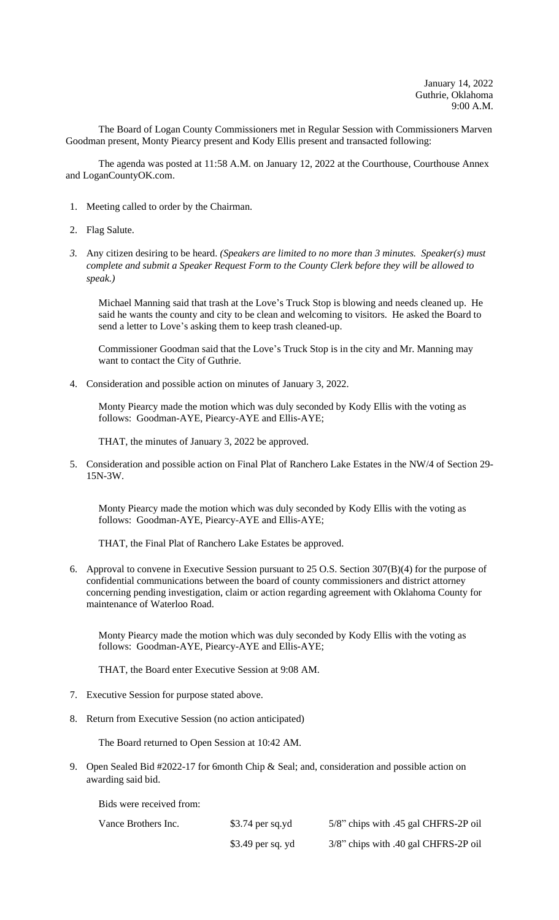January 14, 2022
Guthrie, Oklahoma
9:00 A.M.

The Board of Logan County Commissioners met in Regular Session with Commissioners Marven Goodman present, Monty Piearcy present and Kody Ellis present and transacted following:

The agenda was posted at 11:58 A.M. on January 12, 2022 at the Courthouse, Courthouse Annex and LoganCountyOK.com.

1. Meeting called to order by the Chairman.

2. Flag Salute.

3. Any citizen desiring to be heard. *(Speakers are limited to no more than 3 minutes. Speaker(s) must complete and submit a Speaker Request Form to the County Clerk before they will be allowed to speak.)*

   Michael Manning said that trash at the Love's Truck Stop is blowing and needs cleaned up. He said he wants the county and city to be clean and welcoming to visitors. He asked the Board to send a letter to Love's asking them to keep trash cleaned-up.

   Commissioner Goodman said that the Love's Truck Stop is in the city and Mr. Manning may want to contact the City of Guthrie.

4. Consideration and possible action on minutes of January 3, 2022.

   Monty Piearcy made the motion which was duly seconded by Kody Ellis with the voting as follows: Goodman-AYE, Piearcy-AYE and Ellis-AYE;

   THAT, the minutes of January 3, 2022 be approved.

5. Consideration and possible action on Final Plat of Ranchero Lake Estates in the NW/4 of Section 29-15N-3W.

   Monty Piearcy made the motion which was duly seconded by Kody Ellis with the voting as follows: Goodman-AYE, Piearcy-AYE and Ellis-AYE;

   THAT, the Final Plat of Ranchero Lake Estates be approved.

6. Approval to convene in Executive Session pursuant to 25 O.S. Section 307(B)(4) for the purpose of confidential communications between the board of county commissioners and district attorney concerning pending investigation, claim or action regarding agreement with Oklahoma County for maintenance of Waterloo Road.

   Monty Piearcy made the motion which was duly seconded by Kody Ellis with the voting as follows: Goodman-AYE, Piearcy-AYE and Ellis-AYE;

   THAT, the Board enter Executive Session at 9:08 AM.

7. Executive Session for purpose stated above.

8. Return from Executive Session (no action anticipated)

   The Board returned to Open Session at 10:42 AM.

9. Open Sealed Bid #2022-17 for 6month Chip & Seal; and, consideration and possible action on awarding said bid.

   Bids were received from:

| | | |
|---|---|---|
| Vance Brothers Inc. | $3.74 per sq.yd | 5/8" chips with .45 gal CHFRS-2P oil |
| | $3.49 per sq. yd | 3/8" chips with .40 gal CHFRS-2P oil |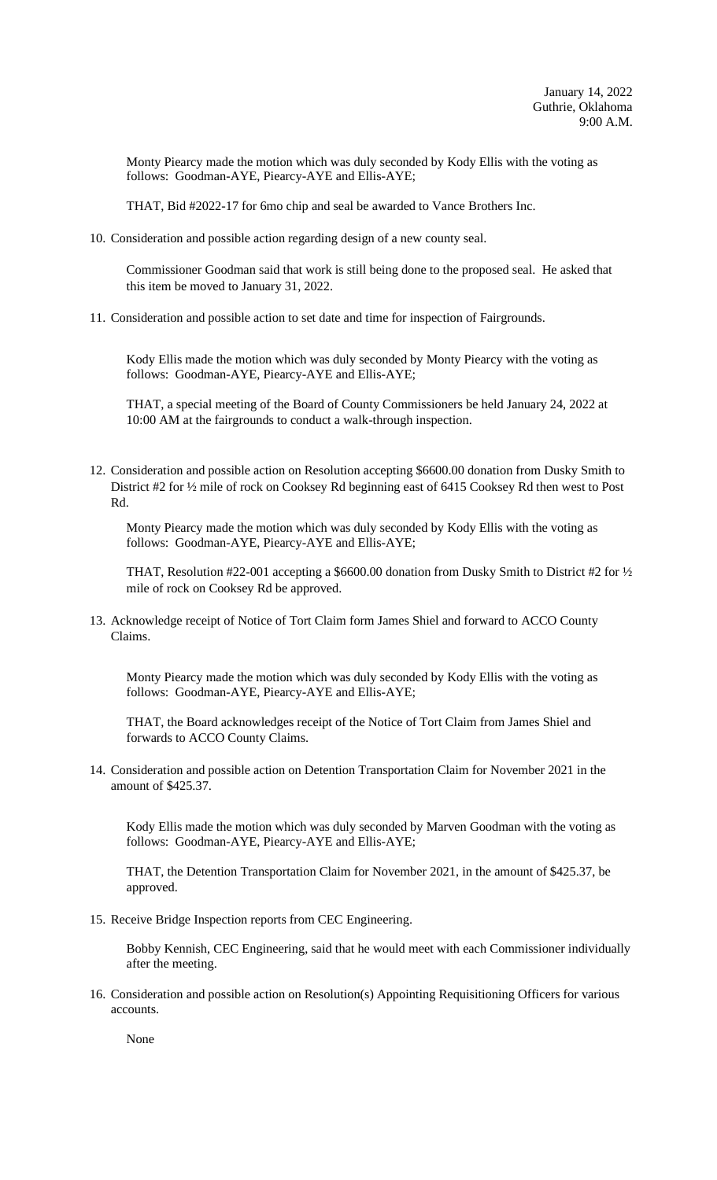January 14, 2022
Guthrie, Oklahoma
9:00 A.M.

Monty Piearcy made the motion which was duly seconded by Kody Ellis with the voting as follows: Goodman-AYE, Piearcy-AYE and Ellis-AYE;

THAT, Bid #2022-17 for 6mo chip and seal be awarded to Vance Brothers Inc.

10. Consideration and possible action regarding design of a new county seal.

    Commissioner Goodman said that work is still being done to the proposed seal. He asked that this item be moved to January 31, 2022.

11. Consideration and possible action to set date and time for inspection of Fairgrounds.

    Kody Ellis made the motion which was duly seconded by Monty Piearcy with the voting as follows: Goodman-AYE, Piearcy-AYE and Ellis-AYE;

    THAT, a special meeting of the Board of County Commissioners be held January 24, 2022 at 10:00 AM at the fairgrounds to conduct a walk-through inspection.

12. Consideration and possible action on Resolution accepting $6600.00 donation from Dusky Smith to District #2 for ½ mile of rock on Cooksey Rd beginning east of 6415 Cooksey Rd then west to Post Rd.

    Monty Piearcy made the motion which was duly seconded by Kody Ellis with the voting as follows: Goodman-AYE, Piearcy-AYE and Ellis-AYE;

    THAT, Resolution #22-001 accepting a $6600.00 donation from Dusky Smith to District #2 for ½ mile of rock on Cooksey Rd be approved.

13. Acknowledge receipt of Notice of Tort Claim form James Shiel and forward to ACCO County Claims.

    Monty Piearcy made the motion which was duly seconded by Kody Ellis with the voting as follows: Goodman-AYE, Piearcy-AYE and Ellis-AYE;

    THAT, the Board acknowledges receipt of the Notice of Tort Claim from James Shiel and forwards to ACCO County Claims.

14. Consideration and possible action on Detention Transportation Claim for November 2021 in the amount of $425.37.

    Kody Ellis made the motion which was duly seconded by Marven Goodman with the voting as follows: Goodman-AYE, Piearcy-AYE and Ellis-AYE;

    THAT, the Detention Transportation Claim for November 2021, in the amount of $425.37, be approved.

15. Receive Bridge Inspection reports from CEC Engineering.

    Bobby Kennish, CEC Engineering, said that he would meet with each Commissioner individually after the meeting.

16. Consideration and possible action on Resolution(s) Appointing Requisitioning Officers for various accounts.

    None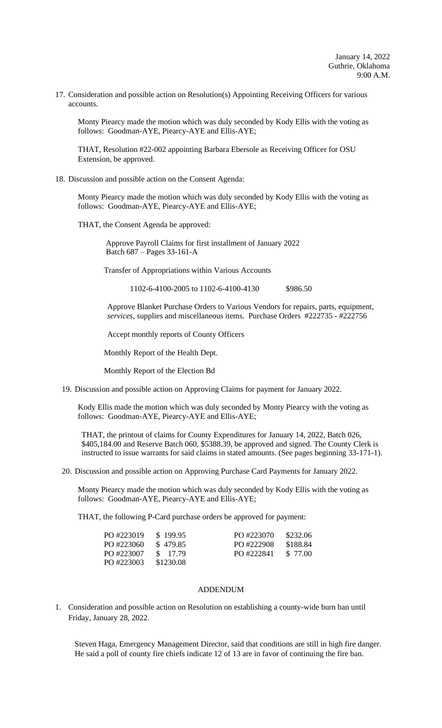January 14, 2022
Guthrie, Oklahoma
9:00 A.M.

17. Consideration and possible action on Resolution(s) Appointing Receiving Officers for various accounts.

    Monty Piearcy made the motion which was duly seconded by Kody Ellis with the voting as follows: Goodman-AYE, Piearcy-AYE and Ellis-AYE;

    THAT, Resolution #22-002 appointing Barbara Ebersole as Receiving Officer for OSU Extension, be approved.

18. Discussion and possible action on the Consent Agenda:

    Monty Piearcy made the motion which was duly seconded by Kody Ellis with the voting as follows: Goodman-AYE, Piearcy-AYE and Ellis-AYE;

    THAT, the Consent Agenda be approved:

    Approve Payroll Claims for first installment of January 2022
    Batch 687 – Pages 33-161-A

    Transfer of Appropriations within Various Accounts

    1102-6-4100-2005 to 1102-6-4100-4130 $986.50

    Approve Blanket Purchase Orders to Various Vendors for repairs, parts, equipment, *services*, supplies and miscellaneous items. Purchase Orders #222735 - #222756

    Accept monthly reports of County Officers

    Monthly Report of the Health Dept.

    Monthly Report of the Election Bd

19. Discussion and possible action on Approving Claims for payment for January 2022.

    Kody Ellis made the motion which was duly seconded by Monty Piearcy with the voting as follows: Goodman-AYE, Piearcy-AYE and Ellis-AYE;

    THAT, the printout of claims for County Expenditures for January 14, 2022, Batch 026, $405,184.00 and Reserve Batch 060, $5388.39, be approved and signed. The County Clerk is instructed to issue warrants for said claims in stated amounts. (See pages beginning 33-171-1).

20. Discussion and possible action on Approving Purchase Card Payments for January 2022.

    Monty Piearcy made the motion which was duly seconded by Kody Ellis with the voting as follows: Goodman-AYE, Piearcy-AYE and Ellis-AYE;

    THAT, the following P-Card purchase orders be approved for payment:

| | | | |
|---|---|---|---|
| PO #223019 | $ 199.95 | PO #223070 | $232.06 |
| PO #223060 | $ 479.85 | PO #222908 | $188.84 |
| PO #223007 | $ 17.79 | PO #222841 | $ 77.00 |
| PO #223003 | $1230.08 | | |

## ADDENDUM

1. Consideration and possible action on Resolution on establishing a county-wide burn ban until Friday, January 28, 2022.

   Steven Haga, Emergency Management Director, said that conditions are still in high fire danger. He said a poll of county fire chiefs indicate 12 of 13 are in favor of continuing the fire ban.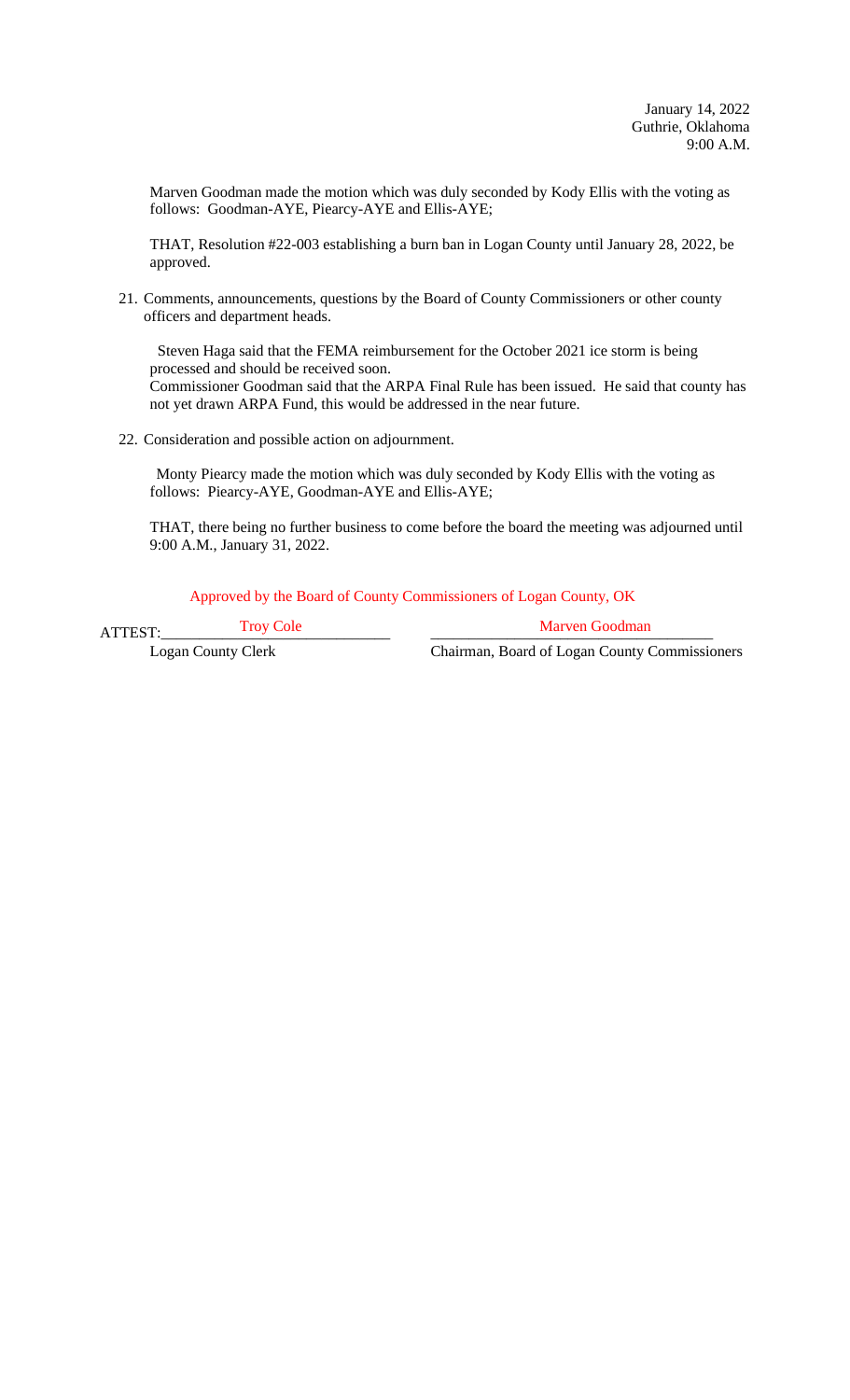January 14, 2022
Guthrie, Oklahoma
9:00 A.M.

Marven Goodman made the motion which was duly seconded by Kody Ellis with the voting as follows: Goodman-AYE, Piearcy-AYE and Ellis-AYE;

THAT, Resolution #22-003 establishing a burn ban in Logan County until January 28, 2022, be approved.

21. Comments, announcements, questions by the Board of County Commissioners or other county officers and department heads.

Steven Haga said that the FEMA reimbursement for the October 2021 ice storm is being processed and should be received soon.
Commissioner Goodman said that the ARPA Final Rule has been issued. He said that county has not yet drawn ARPA Fund, this would be addressed in the near future.

22. Consideration and possible action on adjournment.

Monty Piearcy made the motion which was duly seconded by Kody Ellis with the voting as follows: Piearcy-AYE, Goodman-AYE and Ellis-AYE;

THAT, there being no further business to come before the board the meeting was adjourned until 9:00 A.M., January 31, 2022.

Approved by the Board of County Commissioners of Logan County, OK

ATTEST: Troy Cole
Logan County Clerk

Marven Goodman
Chairman, Board of Logan County Commissioners